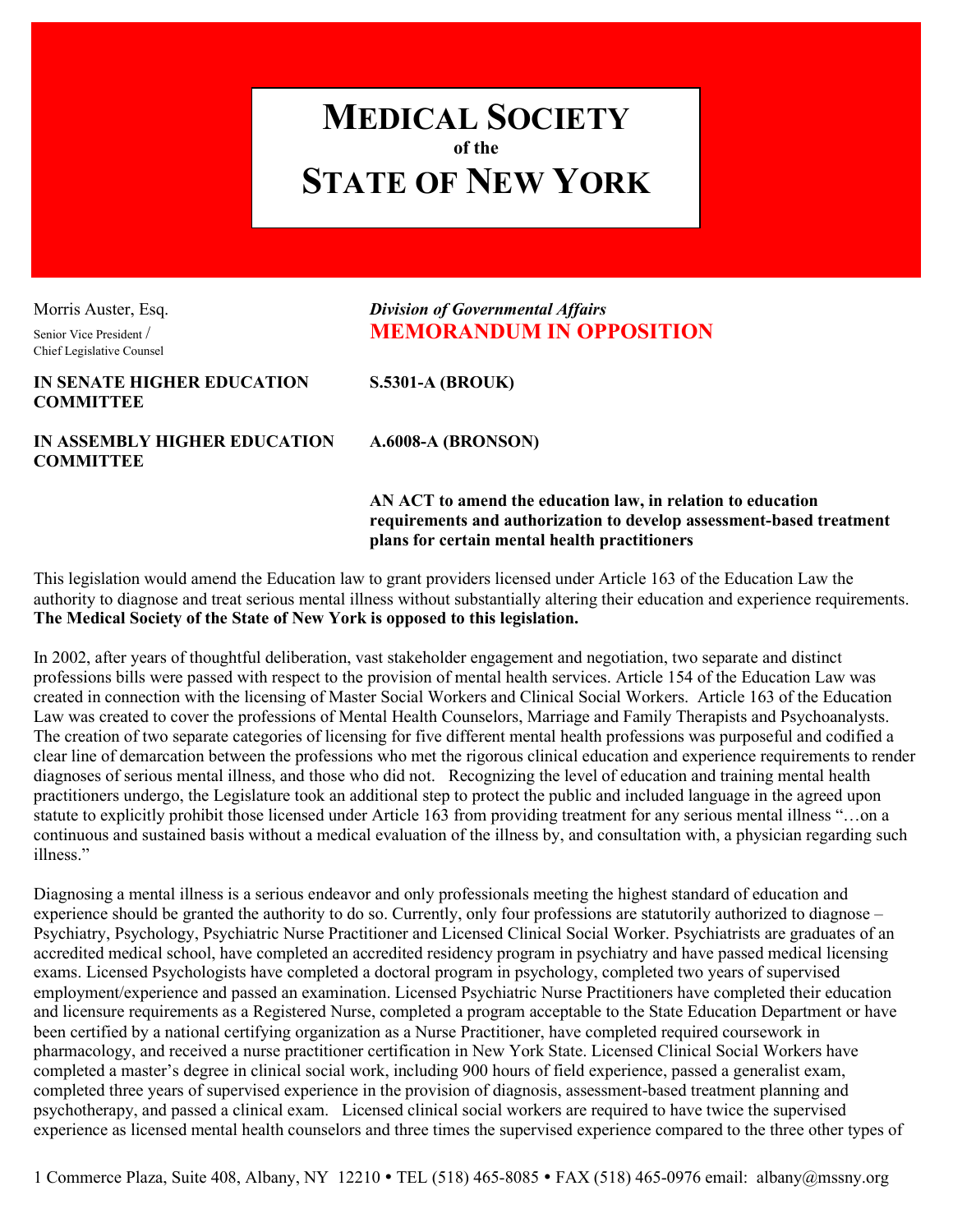# MEDICAL SOCIETY
**of the**
# STATE OF NEW YORK

Morris Auster, Esq.
Senior Vice President / Chief Legislative Counsel

*Division of Governmental Affairs*
**MEMORANDUM IN OPPOSITION**

| | |
|---|---|
| **IN SENATE HIGHER EDUCATION COMMITTEE** | **S.5301-A (BROUK)** |
| **IN ASSEMBLY HIGHER EDUCATION COMMITTEE** | **A.6008-A (BRONSON)** |

**AN ACT to amend the education law, in relation to education requirements and authorization to develop assessment-based treatment plans for certain mental health practitioners**

This legislation would amend the Education law to grant providers licensed under Article 163 of the Education Law the authority to diagnose and treat serious mental illness without substantially altering their education and experience requirements. **The Medical Society of the State of New York is opposed to this legislation.**

In 2002, after years of thoughtful deliberation, vast stakeholder engagement and negotiation, two separate and distinct professions bills were passed with respect to the provision of mental health services. Article 154 of the Education Law was created in connection with the licensing of Master Social Workers and Clinical Social Workers. Article 163 of the Education Law was created to cover the professions of Mental Health Counselors, Marriage and Family Therapists and Psychoanalysts. The creation of two separate categories of licensing for five different mental health professions was purposeful and codified a clear line of demarcation between the professions who met the rigorous clinical education and experience requirements to render diagnoses of serious mental illness, and those who did not. Recognizing the level of education and training mental health practitioners undergo, the Legislature took an additional step to protect the public and included language in the agreed upon statute to explicitly prohibit those licensed under Article 163 from providing treatment for any serious mental illness "…on a continuous and sustained basis without a medical evaluation of the illness by, and consultation with, a physician regarding such illness."

Diagnosing a mental illness is a serious endeavor and only professionals meeting the highest standard of education and experience should be granted the authority to do so. Currently, only four professions are statutorily authorized to diagnose – Psychiatry, Psychology, Psychiatric Nurse Practitioner and Licensed Clinical Social Worker. Psychiatrists are graduates of an accredited medical school, have completed an accredited residency program in psychiatry and have passed medical licensing exams. Licensed Psychologists have completed a doctoral program in psychology, completed two years of supervised employment/experience and passed an examination. Licensed Psychiatric Nurse Practitioners have completed their education and licensure requirements as a Registered Nurse, completed a program acceptable to the State Education Department or have been certified by a national certifying organization as a Nurse Practitioner, have completed required coursework in pharmacology, and received a nurse practitioner certification in New York State. Licensed Clinical Social Workers have completed a master's degree in clinical social work, including 900 hours of field experience, passed a generalist exam, completed three years of supervised experience in the provision of diagnosis, assessment-based treatment planning and psychotherapy, and passed a clinical exam. Licensed clinical social workers are required to have twice the supervised experience as licensed mental health counselors and three times the supervised experience compared to the three other types of

1 Commerce Plaza, Suite 408, Albany, NY 12210 • TEL (518) 465-8085 • FAX (518) 465-0976 email: albany@mssny.org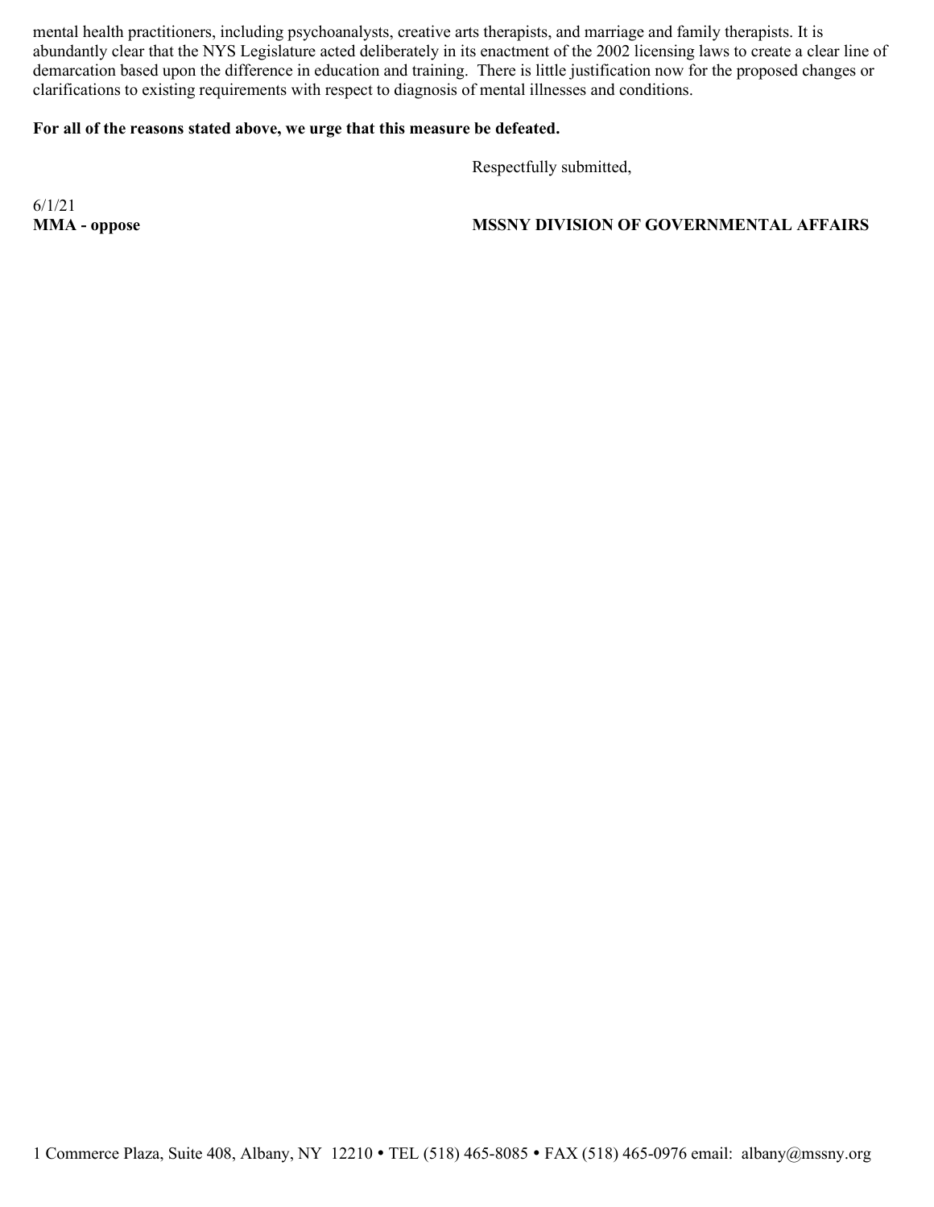mental health practitioners, including psychoanalysts, creative arts therapists, and marriage and family therapists. It is abundantly clear that the NYS Legislature acted deliberately in its enactment of the 2002 licensing laws to create a clear line of demarcation based upon the difference in education and training. There is little justification now for the proposed changes or clarifications to existing requirements with respect to diagnosis of mental illnesses and conditions.

**For all of the reasons stated above, we urge that this measure be defeated.**

Respectfully submitted,

6/1/21
**MMA - oppose**

**MSSNY DIVISION OF GOVERNMENTAL AFFAIRS**

1 Commerce Plaza, Suite 408, Albany, NY 12210 • TEL (518) 465-8085 • FAX (518) 465-0976 email: albany@mssny.org